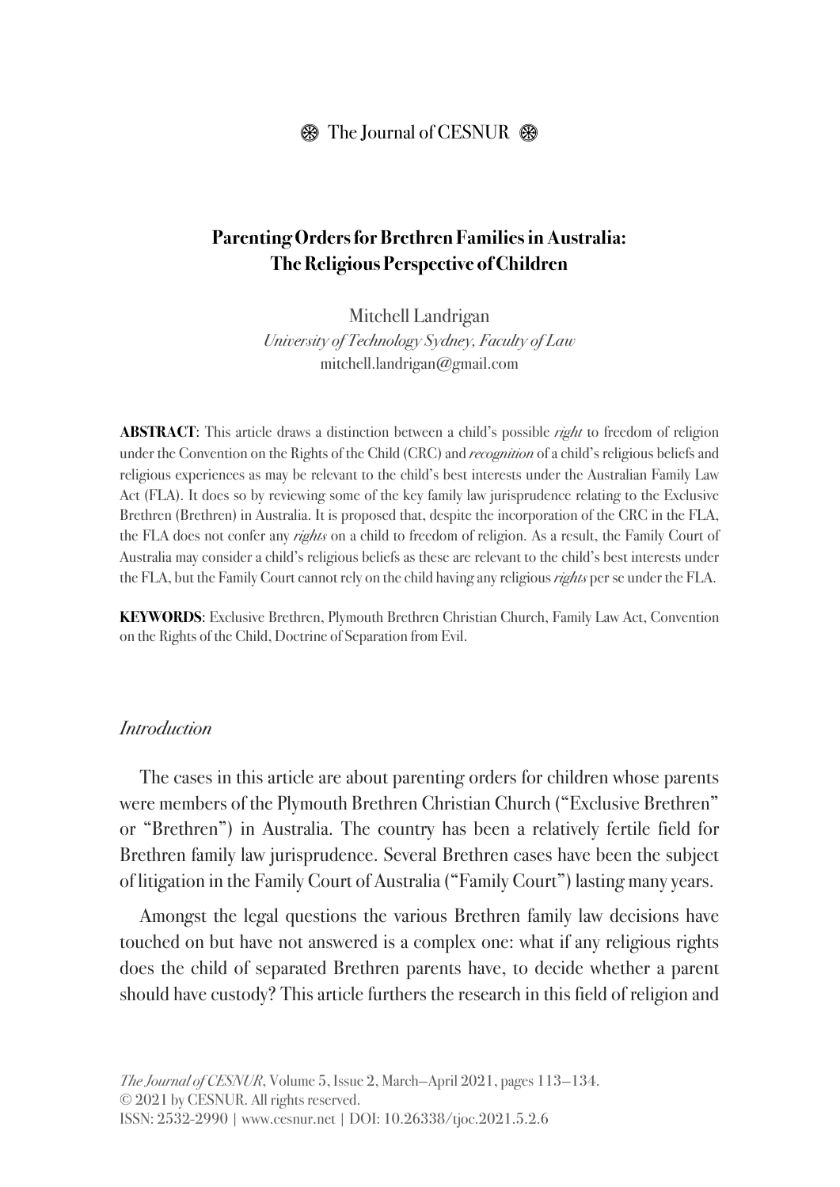# Parenting Orders for Brethren Families in Australia: The Religious Perspective of Children

Mitchell Landrigan
*University of Technology Sydney, Faculty of Law*
mitchell.landrigan@gmail.com

**ABSTRACT**: This article draws a distinction between a child's possible *right* to freedom of religion under the Convention on the Rights of the Child (CRC) and *recognition* of a child's religious beliefs and religious experiences as may be relevant to the child's best interests under the Australian Family Law Act (FLA). It does so by reviewing some of the key family law jurisprudence relating to the Exclusive Brethren (Brethren) in Australia. It is proposed that, despite the incorporation of the CRC in the FLA, the FLA does not confer any *rights* on a child to freedom of religion. As a result, the Family Court of Australia may consider a child's religious beliefs as these are relevant to the child's best interests under the FLA, but the Family Court cannot rely on the child having any religious *rights* per se under the FLA.

**KEYWORDS**: Exclusive Brethren, Plymouth Brethren Christian Church, Family Law Act, Convention on the Rights of the Child, Doctrine of Separation from Evil.

## *Introduction*

The cases in this article are about parenting orders for children whose parents were members of the Plymouth Brethren Christian Church ("Exclusive Brethren" or "Brethren") in Australia. The country has been a relatively fertile field for Brethren family law jurisprudence. Several Brethren cases have been the subject of litigation in the Family Court of Australia ("Family Court") lasting many years.

Amongst the legal questions the various Brethren family law decisions have touched on but have not answered is a complex one: what if any religious rights does the child of separated Brethren parents have, to decide whether a parent should have custody? This article furthers the research in this field of religion and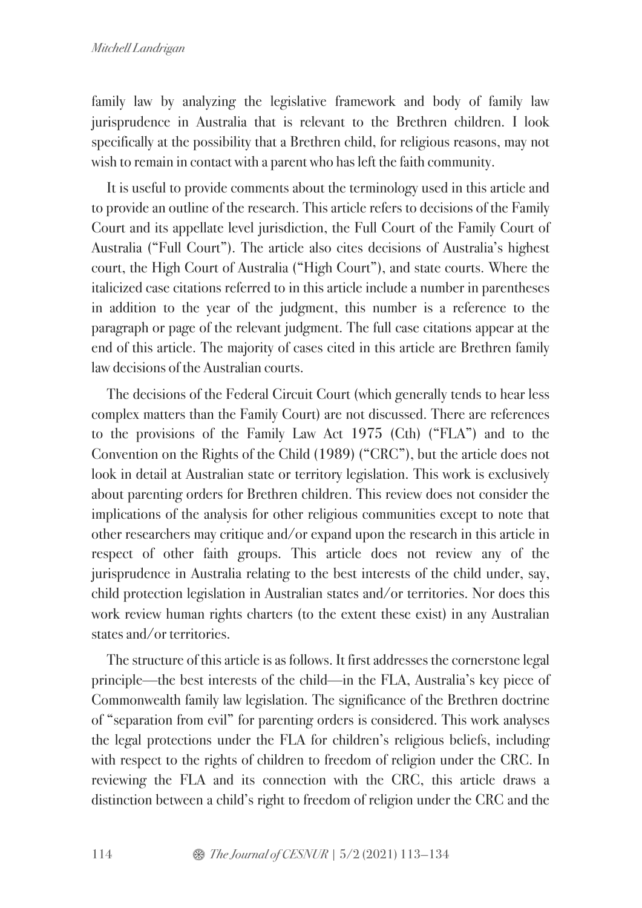family law by analyzing the legislative framework and body of family law jurisprudence in Australia that is relevant to the Brethren children. I look specifically at the possibility that a Brethren child, for religious reasons, may not wish to remain in contact with a parent who has left the faith community.

It is useful to provide comments about the terminology used in this article and to provide an outline of the research. This article refers to decisions of the Family Court and its appellate level jurisdiction, the Full Court of the Family Court of Australia ("Full Court"). The article also cites decisions of Australia's highest court, the High Court of Australia ("High Court"), and state courts. Where the italicized case citations referred to in this article include a number in parentheses in addition to the year of the judgment, this number is a reference to the paragraph or page of the relevant judgment. The full case citations appear at the end of this article. The majority of cases cited in this article are Brethren family law decisions of the Australian courts.

The decisions of the Federal Circuit Court (which generally tends to hear less complex matters than the Family Court) are not discussed. There are references to the provisions of the Family Law Act 1975 (Cth) ("FLA") and to the Convention on the Rights of the Child (1989) ("CRC"), but the article does not look in detail at Australian state or territory legislation. This work is exclusively about parenting orders for Brethren children. This review does not consider the implications of the analysis for other religious communities except to note that other researchers may critique and/or expand upon the research in this article in respect of other faith groups. This article does not review any of the jurisprudence in Australia relating to the best interests of the child under, say, child protection legislation in Australian states and/or territories. Nor does this work review human rights charters (to the extent these exist) in any Australian states and/or territories.

The structure of this article is as follows. It first addresses the cornerstone legal principle—the best interests of the child—in the FLA, Australia's key piece of Commonwealth family law legislation. The significance of the Brethren doctrine of "separation from evil" for parenting orders is considered. This work analyses the legal protections under the FLA for children's religious beliefs, including with respect to the rights of children to freedom of religion under the CRC. In reviewing the FLA and its connection with the CRC, this article draws a distinction between a child's right to freedom of religion under the CRC and the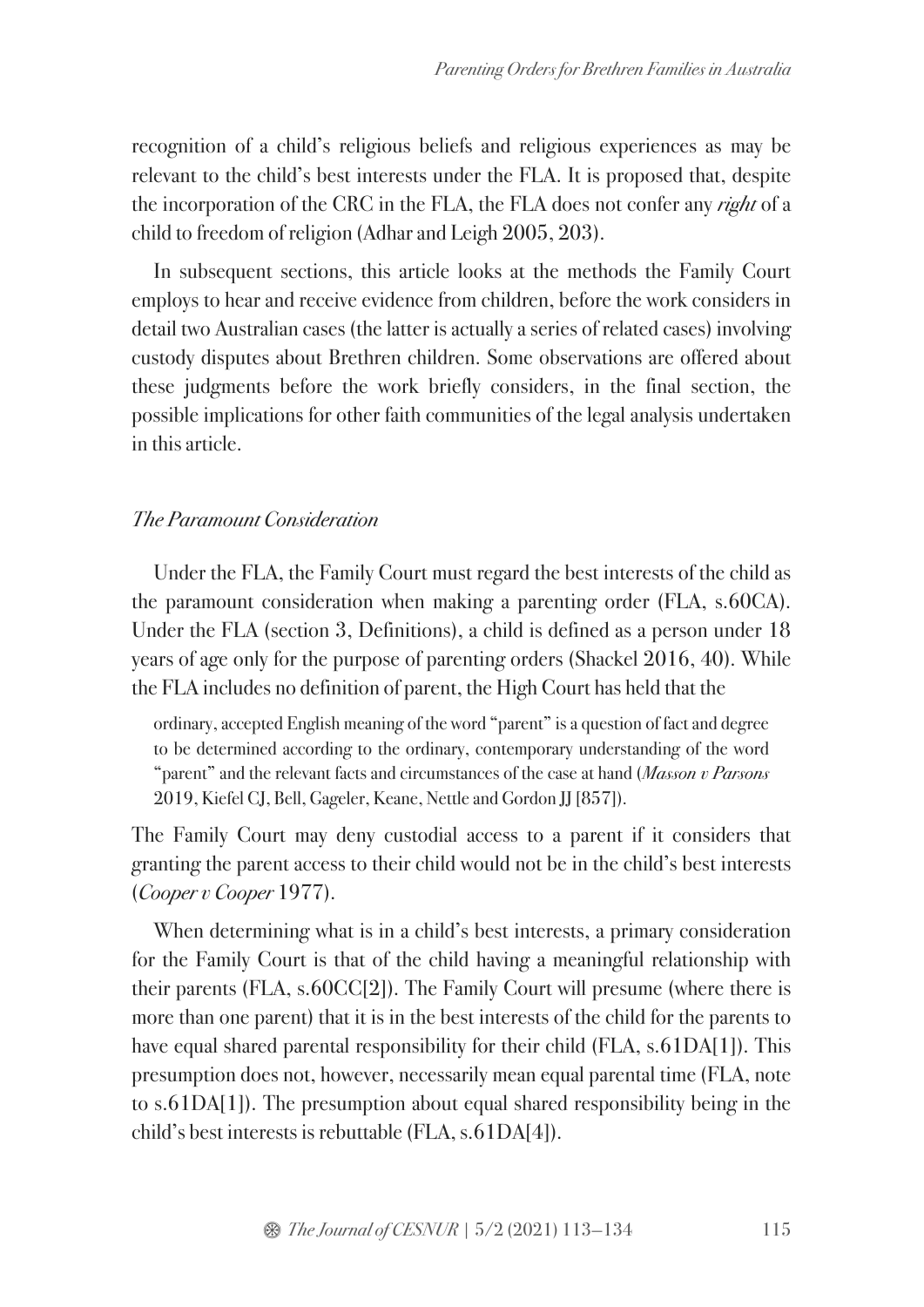recognition of a child's religious beliefs and religious experiences as may be relevant to the child's best interests under the FLA. It is proposed that, despite the incorporation of the CRC in the FLA, the FLA does not confer any *right* of a child to freedom of religion (Adhar and Leigh 2005, 203).

In subsequent sections, this article looks at the methods the Family Court employs to hear and receive evidence from children, before the work considers in detail two Australian cases (the latter is actually a series of related cases) involving custody disputes about Brethren children. Some observations are offered about these judgments before the work briefly considers, in the final section, the possible implications for other faith communities of the legal analysis undertaken in this article.

### *The Paramount Consideration*

Under the FLA, the Family Court must regard the best interests of the child as the paramount consideration when making a parenting order (FLA, s.60CA). Under the FLA (section 3, Definitions), a child is defined as a person under 18 years of age only for the purpose of parenting orders (Shackel 2016, 40). While the FLA includes no definition of parent, the High Court has held that the

> ordinary, accepted English meaning of the word "parent" is a question of fact and degree to be determined according to the ordinary, contemporary understanding of the word "parent" and the relevant facts and circumstances of the case at hand (*Masson v Parsons* 2019, Kiefel CJ, Bell, Gageler, Keane, Nettle and Gordon JJ [857]).

The Family Court may deny custodial access to a parent if it considers that granting the parent access to their child would not be in the child's best interests (*Cooper v Cooper* 1977).

When determining what is in a child's best interests, a primary consideration for the Family Court is that of the child having a meaningful relationship with their parents (FLA, s.60CC[2]). The Family Court will presume (where there is more than one parent) that it is in the best interests of the child for the parents to have equal shared parental responsibility for their child (FLA, s.61DA[1]). This presumption does not, however, necessarily mean equal parental time (FLA, note to s.61DA[1]). The presumption about equal shared responsibility being in the child's best interests is rebuttable (FLA, s.61DA[4]).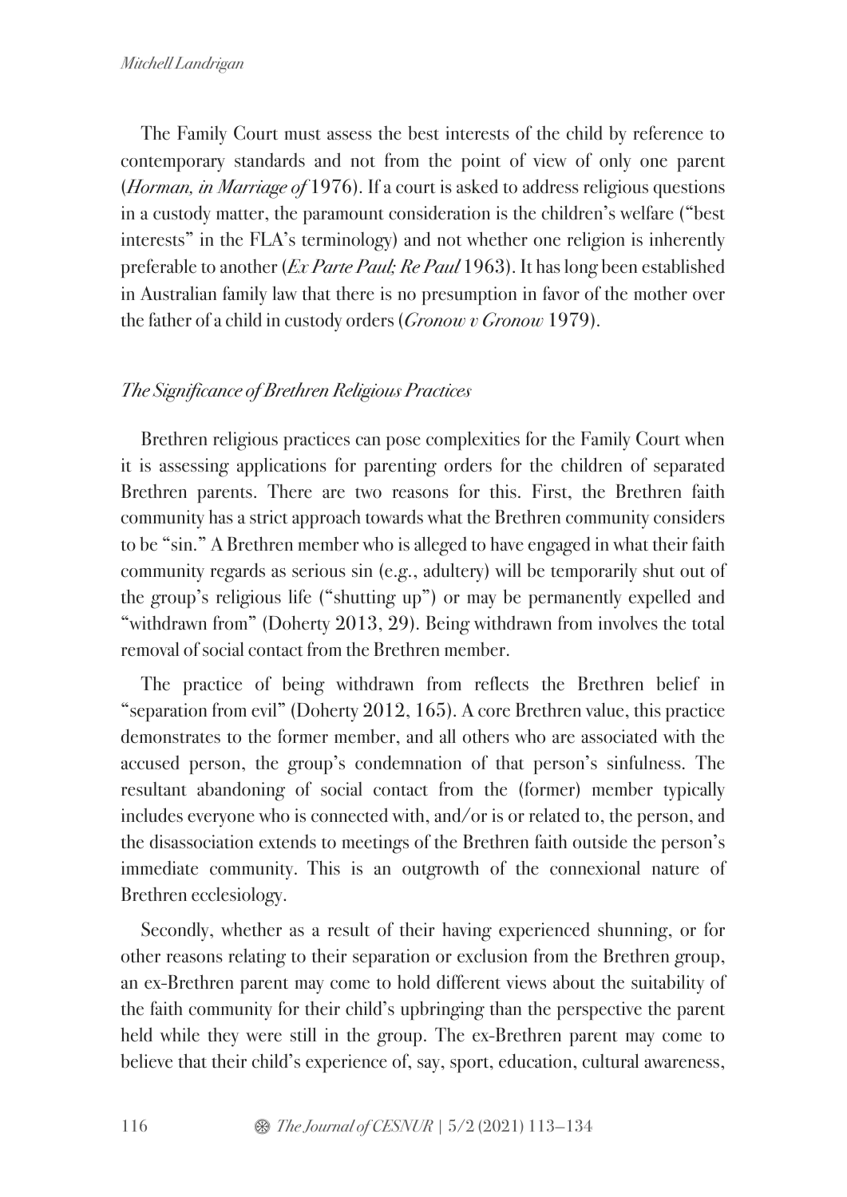The Family Court must assess the best interests of the child by reference to contemporary standards and not from the point of view of only one parent (*Horman, in Marriage of* 1976). If a court is asked to address religious questions in a custody matter, the paramount consideration is the children's welfare ("best interests" in the FLA's terminology) and not whether one religion is inherently preferable to another (*Ex Parte Paul; Re Paul* 1963). It has long been established in Australian family law that there is no presumption in favor of the mother over the father of a child in custody orders (*Gronow v Gronow* 1979).

### *The Significance of Brethren Religious Practices*

Brethren religious practices can pose complexities for the Family Court when it is assessing applications for parenting orders for the children of separated Brethren parents. There are two reasons for this. First, the Brethren faith community has a strict approach towards what the Brethren community considers to be "sin." A Brethren member who is alleged to have engaged in what their faith community regards as serious sin (e.g., adultery) will be temporarily shut out of the group's religious life ("shutting up") or may be permanently expelled and "withdrawn from" (Doherty 2013, 29). Being withdrawn from involves the total removal of social contact from the Brethren member.

The practice of being withdrawn from reflects the Brethren belief in "separation from evil" (Doherty 2012, 165). A core Brethren value, this practice demonstrates to the former member, and all others who are associated with the accused person, the group's condemnation of that person's sinfulness. The resultant abandoning of social contact from the (former) member typically includes everyone who is connected with, and/or is or related to, the person, and the disassociation extends to meetings of the Brethren faith outside the person's immediate community. This is an outgrowth of the connexional nature of Brethren ecclesiology.

Secondly, whether as a result of their having experienced shunning, or for other reasons relating to their separation or exclusion from the Brethren group, an ex-Brethren parent may come to hold different views about the suitability of the faith community for their child's upbringing than the perspective the parent held while they were still in the group. The ex-Brethren parent may come to believe that their child's experience of, say, sport, education, cultural awareness,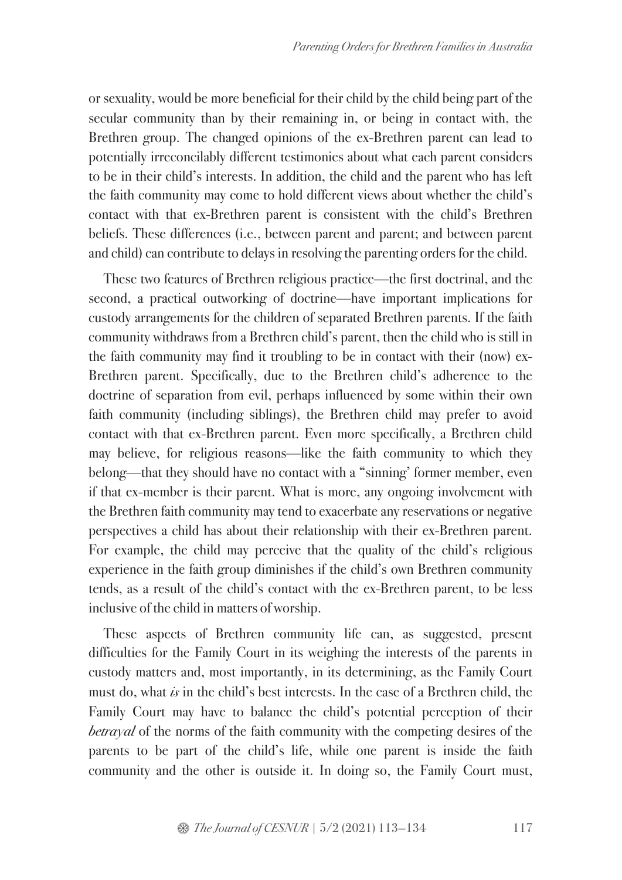or sexuality, would be more beneficial for their child by the child being part of the secular community than by their remaining in, or being in contact with, the Brethren group. The changed opinions of the ex-Brethren parent can lead to potentially irreconcilably different testimonies about what each parent considers to be in their child's interests. In addition, the child and the parent who has left the faith community may come to hold different views about whether the child's contact with that ex-Brethren parent is consistent with the child's Brethren beliefs. These differences (i.e., between parent and parent; and between parent and child) can contribute to delays in resolving the parenting orders for the child.

These two features of Brethren religious practice—the first doctrinal, and the second, a practical outworking of doctrine—have important implications for custody arrangements for the children of separated Brethren parents. If the faith community withdraws from a Brethren child's parent, then the child who is still in the faith community may find it troubling to be in contact with their (now) ex-Brethren parent. Specifically, due to the Brethren child's adherence to the doctrine of separation from evil, perhaps influenced by some within their own faith community (including siblings), the Brethren child may prefer to avoid contact with that ex-Brethren parent. Even more specifically, a Brethren child may believe, for religious reasons—like the faith community to which they belong—that they should have no contact with a "sinning' former member, even if that ex-member is their parent. What is more, any ongoing involvement with the Brethren faith community may tend to exacerbate any reservations or negative perspectives a child has about their relationship with their ex-Brethren parent. For example, the child may perceive that the quality of the child's religious experience in the faith group diminishes if the child's own Brethren community tends, as a result of the child's contact with the ex-Brethren parent, to be less inclusive of the child in matters of worship.

These aspects of Brethren community life can, as suggested, present difficulties for the Family Court in its weighing the interests of the parents in custody matters and, most importantly, in its determining, as the Family Court must do, what *is* in the child's best interests. In the case of a Brethren child, the Family Court may have to balance the child's potential perception of their *betrayal* of the norms of the faith community with the competing desires of the parents to be part of the child's life, while one parent is inside the faith community and the other is outside it. In doing so, the Family Court must,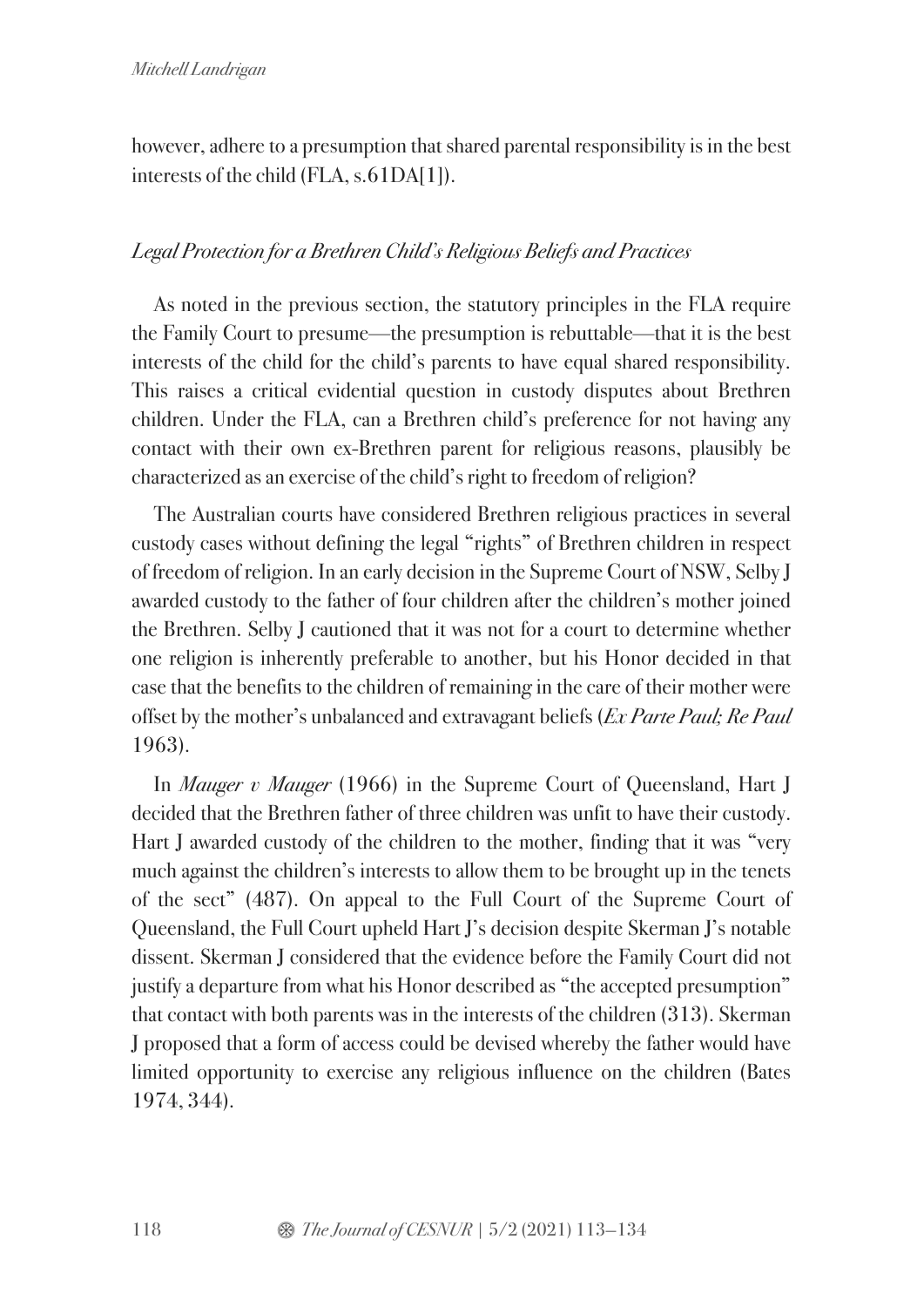however, adhere to a presumption that shared parental responsibility is in the best interests of the child (FLA, s.61DA[1]).

### *Legal Protection for a Brethren Child's Religious Beliefs and Practices*

As noted in the previous section, the statutory principles in the FLA require the Family Court to presume—the presumption is rebuttable—that it is the best interests of the child for the child's parents to have equal shared responsibility. This raises a critical evidential question in custody disputes about Brethren children. Under the FLA, can a Brethren child's preference for not having any contact with their own ex-Brethren parent for religious reasons, plausibly be characterized as an exercise of the child's right to freedom of religion?

The Australian courts have considered Brethren religious practices in several custody cases without defining the legal "rights" of Brethren children in respect of freedom of religion. In an early decision in the Supreme Court of NSW, Selby J awarded custody to the father of four children after the children's mother joined the Brethren. Selby J cautioned that it was not for a court to determine whether one religion is inherently preferable to another, but his Honor decided in that case that the benefits to the children of remaining in the care of their mother were offset by the mother's unbalanced and extravagant beliefs (*Ex Parte Paul; Re Paul* 1963).

In *Mauger v Mauger* (1966) in the Supreme Court of Queensland, Hart J decided that the Brethren father of three children was unfit to have their custody. Hart J awarded custody of the children to the mother, finding that it was "very much against the children's interests to allow them to be brought up in the tenets of the sect" (487). On appeal to the Full Court of the Supreme Court of Queensland, the Full Court upheld Hart J's decision despite Skerman J's notable dissent. Skerman J considered that the evidence before the Family Court did not justify a departure from what his Honor described as "the accepted presumption" that contact with both parents was in the interests of the children (313). Skerman J proposed that a form of access could be devised whereby the father would have limited opportunity to exercise any religious influence on the children (Bates 1974, 344).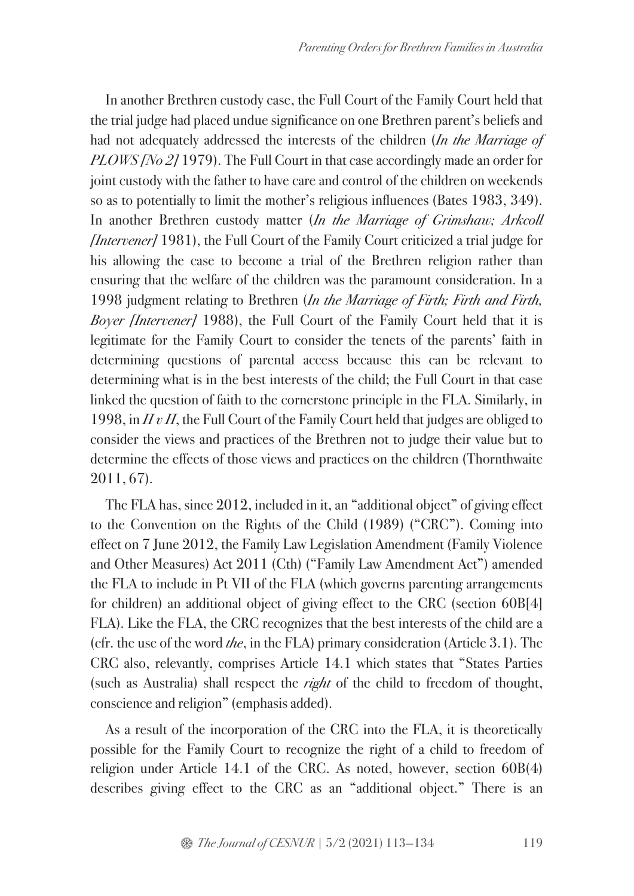In another Brethren custody case, the Full Court of the Family Court held that the trial judge had placed undue significance on one Brethren parent's beliefs and had not adequately addressed the interests of the children (*In the Marriage of PLOWS [No 2]* 1979). The Full Court in that case accordingly made an order for joint custody with the father to have care and control of the children on weekends so as to potentially to limit the mother's religious influences (Bates 1983, 349). In another Brethren custody matter (*In the Marriage of Grimshaw; Arkcoll [Intervener]* 1981), the Full Court of the Family Court criticized a trial judge for his allowing the case to become a trial of the Brethren religion rather than ensuring that the welfare of the children was the paramount consideration. In a 1998 judgment relating to Brethren (*In the Marriage of Firth; Firth and Firth, Boyer [Intervener]* 1988), the Full Court of the Family Court held that it is legitimate for the Family Court to consider the tenets of the parents' faith in determining questions of parental access because this can be relevant to determining what is in the best interests of the child; the Full Court in that case linked the question of faith to the cornerstone principle in the FLA. Similarly, in 1998, in *H v H*, the Full Court of the Family Court held that judges are obliged to consider the views and practices of the Brethren not to judge their value but to determine the effects of those views and practices on the children (Thornthwaite 2011, 67).

The FLA has, since 2012, included in it, an "additional object" of giving effect to the Convention on the Rights of the Child (1989) ("CRC"). Coming into effect on 7 June 2012, the Family Law Legislation Amendment (Family Violence and Other Measures) Act 2011 (Cth) ("Family Law Amendment Act") amended the FLA to include in Pt VII of the FLA (which governs parenting arrangements for children) an additional object of giving effect to the CRC (section 60B[4] FLA). Like the FLA, the CRC recognizes that the best interests of the child are a (cfr. the use of the word *the*, in the FLA) primary consideration (Article 3.1). The CRC also, relevantly, comprises Article 14.1 which states that "States Parties (such as Australia) shall respect the *right* of the child to freedom of thought, conscience and religion" (emphasis added).

As a result of the incorporation of the CRC into the FLA, it is theoretically possible for the Family Court to recognize the right of a child to freedom of religion under Article 14.1 of the CRC. As noted, however, section 60B(4) describes giving effect to the CRC as an "additional object." There is an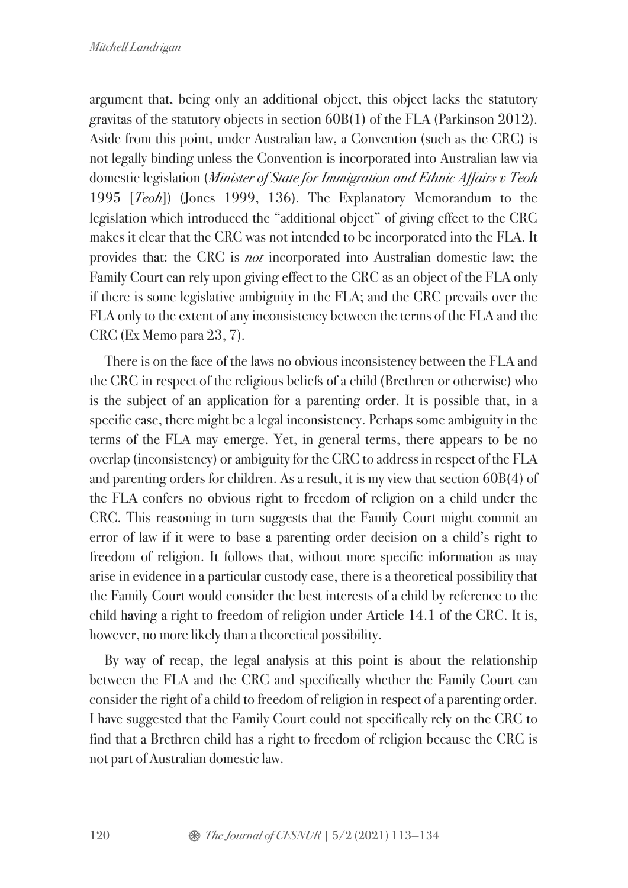argument that, being only an additional object, this object lacks the statutory gravitas of the statutory objects in section 60B(1) of the FLA (Parkinson 2012). Aside from this point, under Australian law, a Convention (such as the CRC) is not legally binding unless the Convention is incorporated into Australian law via domestic legislation (*Minister of State for Immigration and Ethnic Affairs v Teoh* 1995 [*Teoh*]) (Jones 1999, 136). The Explanatory Memorandum to the legislation which introduced the "additional object" of giving effect to the CRC makes it clear that the CRC was not intended to be incorporated into the FLA. It provides that: the CRC is *not* incorporated into Australian domestic law; the Family Court can rely upon giving effect to the CRC as an object of the FLA only if there is some legislative ambiguity in the FLA; and the CRC prevails over the FLA only to the extent of any inconsistency between the terms of the FLA and the CRC (Ex Memo para 23, 7).

There is on the face of the laws no obvious inconsistency between the FLA and the CRC in respect of the religious beliefs of a child (Brethren or otherwise) who is the subject of an application for a parenting order. It is possible that, in a specific case, there might be a legal inconsistency. Perhaps some ambiguity in the terms of the FLA may emerge. Yet, in general terms, there appears to be no overlap (inconsistency) or ambiguity for the CRC to address in respect of the FLA and parenting orders for children. As a result, it is my view that section 60B(4) of the FLA confers no obvious right to freedom of religion on a child under the CRC. This reasoning in turn suggests that the Family Court might commit an error of law if it were to base a parenting order decision on a child's right to freedom of religion. It follows that, without more specific information as may arise in evidence in a particular custody case, there is a theoretical possibility that the Family Court would consider the best interests of a child by reference to the child having a right to freedom of religion under Article 14.1 of the CRC. It is, however, no more likely than a theoretical possibility.

By way of recap, the legal analysis at this point is about the relationship between the FLA and the CRC and specifically whether the Family Court can consider the right of a child to freedom of religion in respect of a parenting order. I have suggested that the Family Court could not specifically rely on the CRC to find that a Brethren child has a right to freedom of religion because the CRC is not part of Australian domestic law.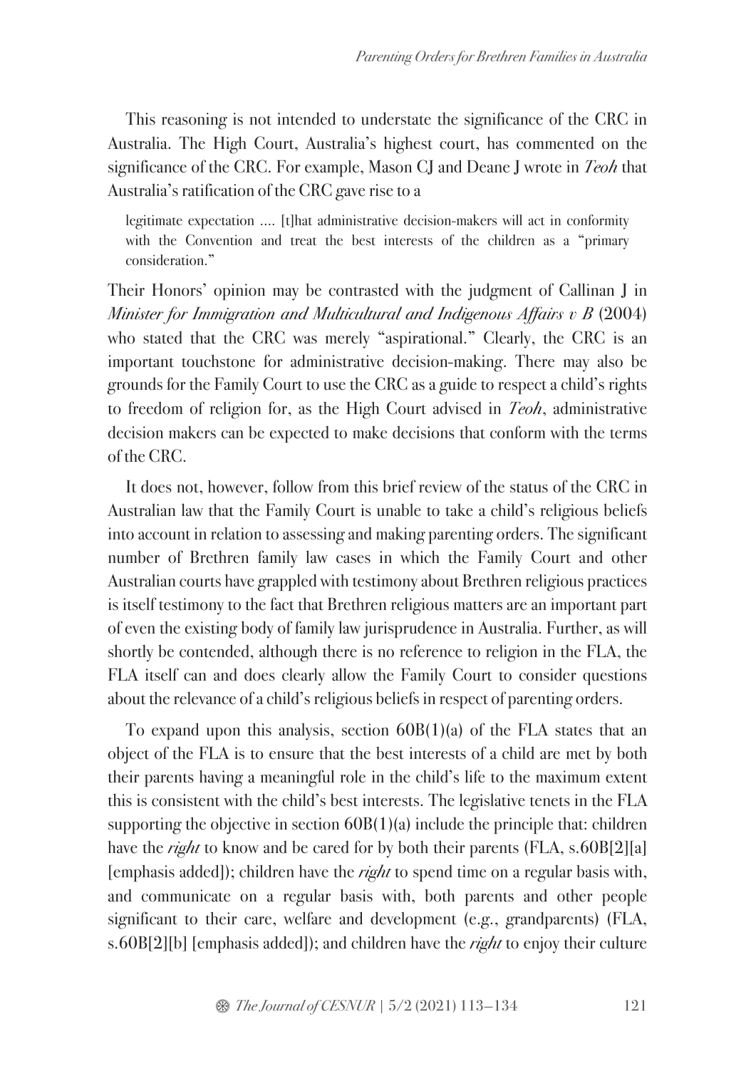This reasoning is not intended to understate the significance of the CRC in Australia. The High Court, Australia's highest court, has commented on the significance of the CRC. For example, Mason CJ and Deane J wrote in *Teoh* that Australia's ratification of the CRC gave rise to a

> legitimate expectation .... [t]hat administrative decision-makers will act in conformity with the Convention and treat the best interests of the children as a "primary consideration."

Their Honors' opinion may be contrasted with the judgment of Callinan J in *Minister for Immigration and Multicultural and Indigenous Affairs v B* (2004) who stated that the CRC was merely "aspirational." Clearly, the CRC is an important touchstone for administrative decision-making. There may also be grounds for the Family Court to use the CRC as a guide to respect a child's rights to freedom of religion for, as the High Court advised in *Teoh*, administrative decision makers can be expected to make decisions that conform with the terms of the CRC.

It does not, however, follow from this brief review of the status of the CRC in Australian law that the Family Court is unable to take a child's religious beliefs into account in relation to assessing and making parenting orders. The significant number of Brethren family law cases in which the Family Court and other Australian courts have grappled with testimony about Brethren religious practices is itself testimony to the fact that Brethren religious matters are an important part of even the existing body of family law jurisprudence in Australia. Further, as will shortly be contended, although there is no reference to religion in the FLA, the FLA itself can and does clearly allow the Family Court to consider questions about the relevance of a child's religious beliefs in respect of parenting orders.

To expand upon this analysis, section 60B(1)(a) of the FLA states that an object of the FLA is to ensure that the best interests of a child are met by both their parents having a meaningful role in the child's life to the maximum extent this is consistent with the child's best interests. The legislative tenets in the FLA supporting the objective in section 60B(1)(a) include the principle that: children have the *right* to know and be cared for by both their parents (FLA, s.60B[2][a] [emphasis added]); children have the *right* to spend time on a regular basis with, and communicate on a regular basis with, both parents and other people significant to their care, welfare and development (e.g., grandparents) (FLA, s.60B[2][b] [emphasis added]); and children have the *right* to enjoy their culture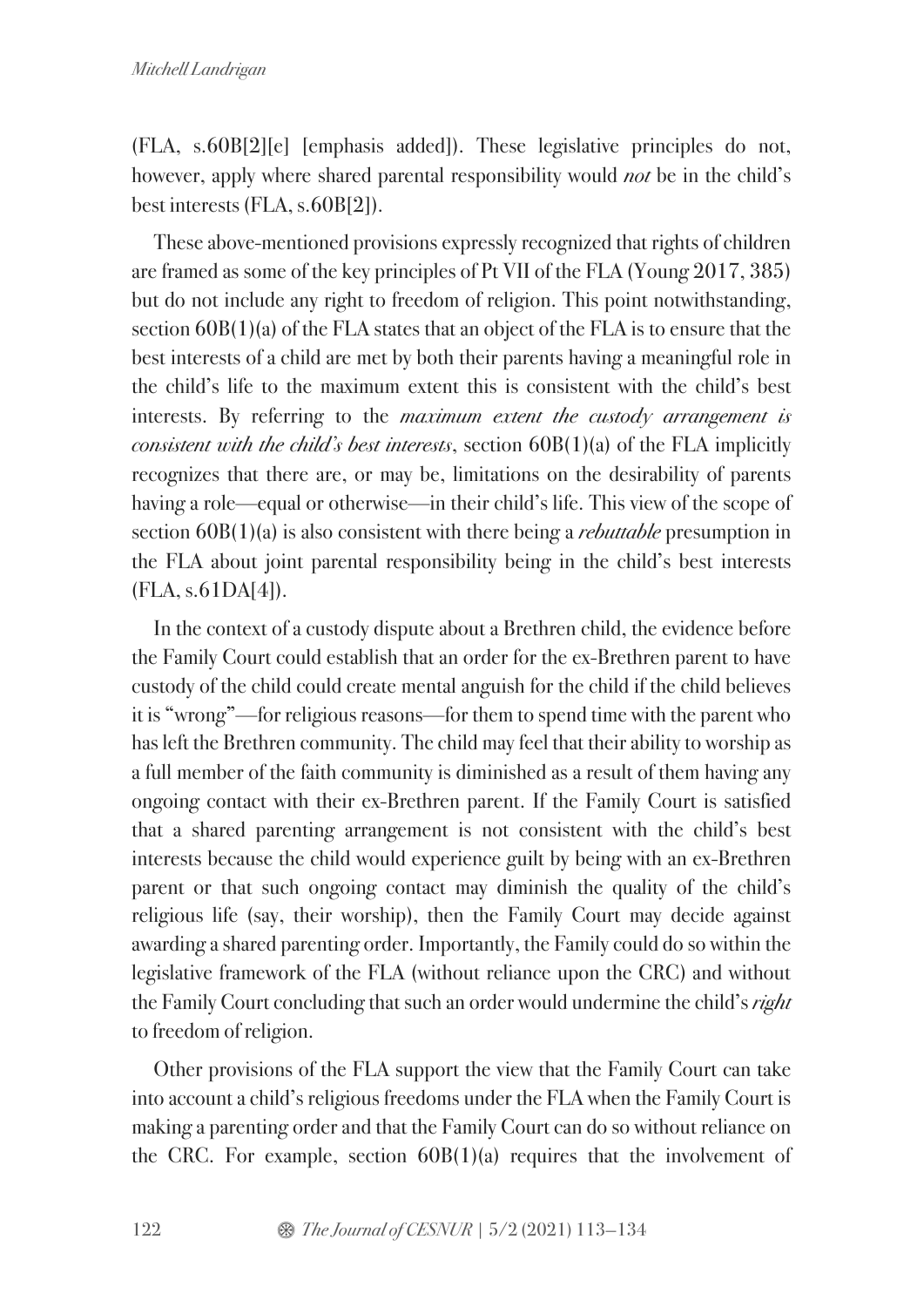(FLA, s.60B[2][c] [emphasis added]). These legislative principles do not, however, apply where shared parental responsibility would *not* be in the child's best interests (FLA, s.60B[2]).

These above-mentioned provisions expressly recognized that rights of children are framed as some of the key principles of Pt VII of the FLA (Young 2017, 385) but do not include any right to freedom of religion. This point notwithstanding, section 60B(1)(a) of the FLA states that an object of the FLA is to ensure that the best interests of a child are met by both their parents having a meaningful role in the child's life to the maximum extent this is consistent with the child's best interests. By referring to the *maximum extent the custody arrangement is consistent with the child's best interests*, section 60B(1)(a) of the FLA implicitly recognizes that there are, or may be, limitations on the desirability of parents having a role—equal or otherwise—in their child's life. This view of the scope of section 60B(1)(a) is also consistent with there being a *rebuttable* presumption in the FLA about joint parental responsibility being in the child's best interests (FLA, s.61DA[4]).

In the context of a custody dispute about a Brethren child, the evidence before the Family Court could establish that an order for the ex-Brethren parent to have custody of the child could create mental anguish for the child if the child believes it is "wrong"—for religious reasons—for them to spend time with the parent who has left the Brethren community. The child may feel that their ability to worship as a full member of the faith community is diminished as a result of them having any ongoing contact with their ex-Brethren parent. If the Family Court is satisfied that a shared parenting arrangement is not consistent with the child's best interests because the child would experience guilt by being with an ex-Brethren parent or that such ongoing contact may diminish the quality of the child's religious life (say, their worship), then the Family Court may decide against awarding a shared parenting order. Importantly, the Family could do so within the legislative framework of the FLA (without reliance upon the CRC) and without the Family Court concluding that such an order would undermine the child's *right* to freedom of religion.

Other provisions of the FLA support the view that the Family Court can take into account a child's religious freedoms under the FLA when the Family Court is making a parenting order and that the Family Court can do so without reliance on the CRC. For example, section 60B(1)(a) requires that the involvement of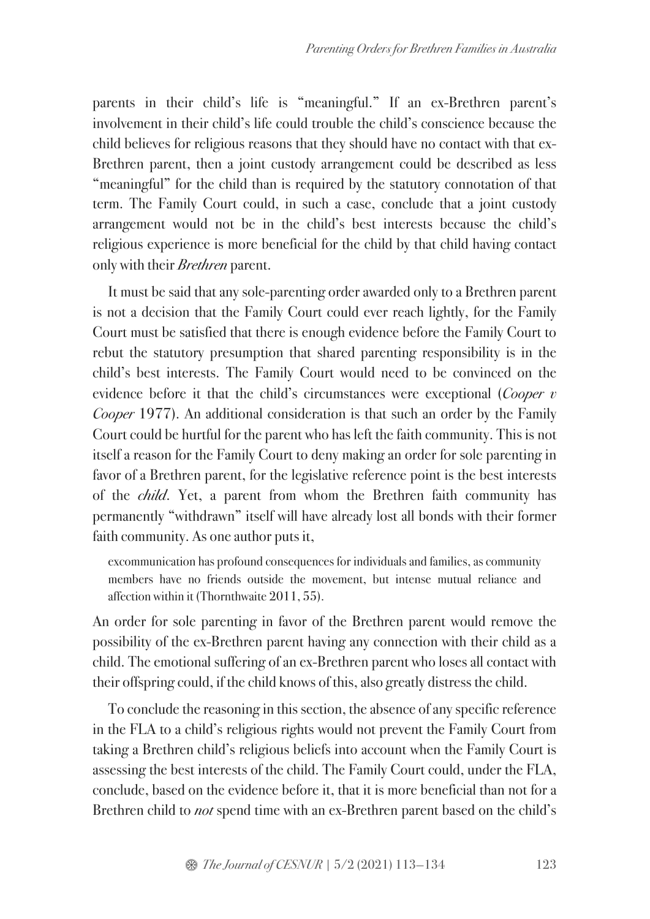parents in their child's life is "meaningful." If an ex-Brethren parent's involvement in their child's life could trouble the child's conscience because the child believes for religious reasons that they should have no contact with that ex-Brethren parent, then a joint custody arrangement could be described as less "meaningful" for the child than is required by the statutory connotation of that term. The Family Court could, in such a case, conclude that a joint custody arrangement would not be in the child's best interests because the child's religious experience is more beneficial for the child by that child having contact only with their *Brethren* parent.

It must be said that any sole-parenting order awarded only to a Brethren parent is not a decision that the Family Court could ever reach lightly, for the Family Court must be satisfied that there is enough evidence before the Family Court to rebut the statutory presumption that shared parenting responsibility is in the child's best interests. The Family Court would need to be convinced on the evidence before it that the child's circumstances were exceptional (*Cooper v Cooper* 1977). An additional consideration is that such an order by the Family Court could be hurtful for the parent who has left the faith community. This is not itself a reason for the Family Court to deny making an order for sole parenting in favor of a Brethren parent, for the legislative reference point is the best interests of the *child*. Yet, a parent from whom the Brethren faith community has permanently "withdrawn" itself will have already lost all bonds with their former faith community. As one author puts it,

> excommunication has profound consequences for individuals and families, as community members have no friends outside the movement, but intense mutual reliance and affection within it (Thornthwaite 2011, 55).

An order for sole parenting in favor of the Brethren parent would remove the possibility of the ex-Brethren parent having any connection with their child as a child. The emotional suffering of an ex-Brethren parent who loses all contact with their offspring could, if the child knows of this, also greatly distress the child.

To conclude the reasoning in this section, the absence of any specific reference in the FLA to a child's religious rights would not prevent the Family Court from taking a Brethren child's religious beliefs into account when the Family Court is assessing the best interests of the child. The Family Court could, under the FLA, conclude, based on the evidence before it, that it is more beneficial than not for a Brethren child to *not* spend time with an ex-Brethren parent based on the child's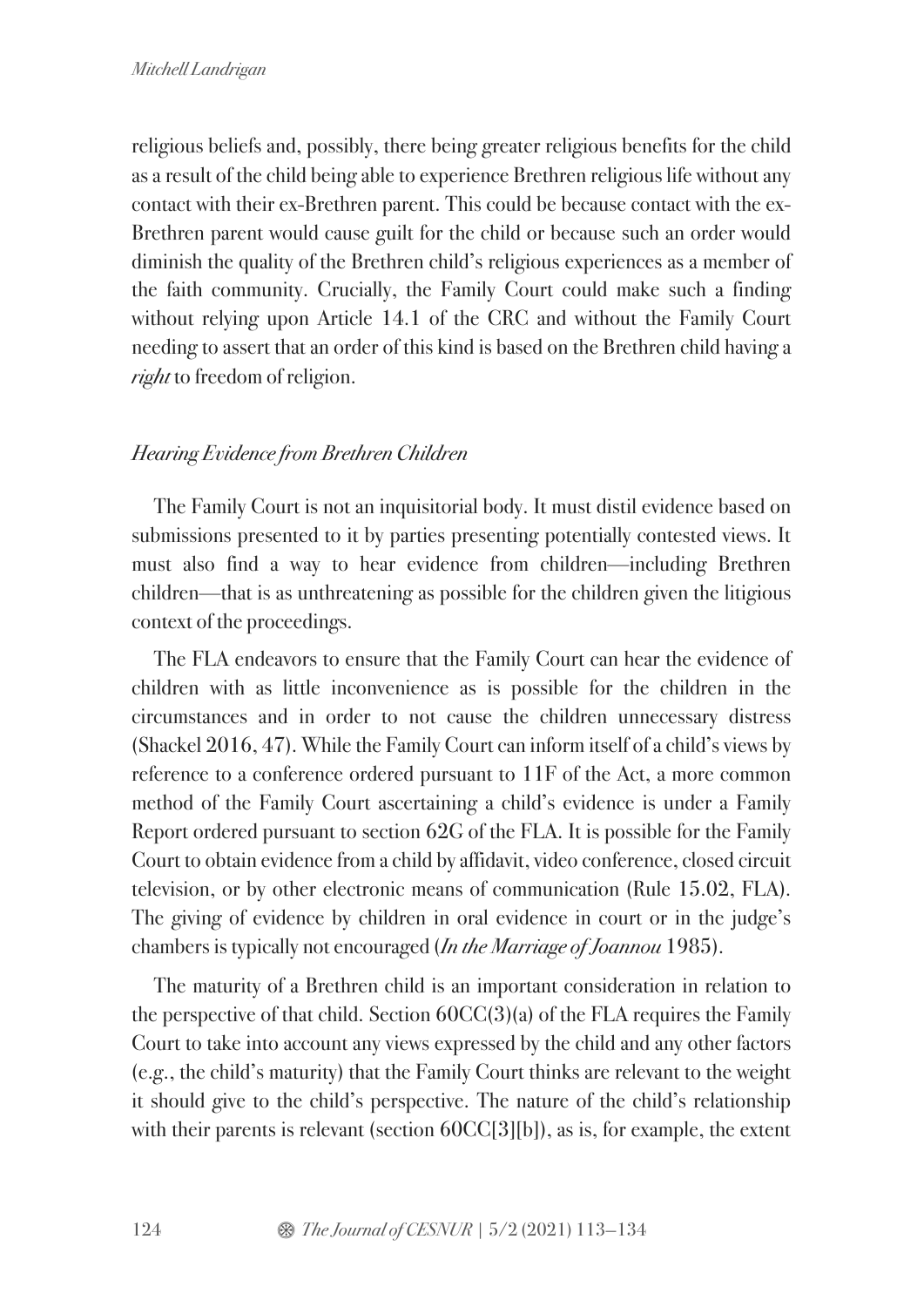religious beliefs and, possibly, there being greater religious benefits for the child as a result of the child being able to experience Brethren religious life without any contact with their ex-Brethren parent. This could be because contact with the ex-Brethren parent would cause guilt for the child or because such an order would diminish the quality of the Brethren child's religious experiences as a member of the faith community. Crucially, the Family Court could make such a finding without relying upon Article 14.1 of the CRC and without the Family Court needing to assert that an order of this kind is based on the Brethren child having a *right* to freedom of religion.

### *Hearing Evidence from Brethren Children*

The Family Court is not an inquisitorial body. It must distil evidence based on submissions presented to it by parties presenting potentially contested views. It must also find a way to hear evidence from children—including Brethren children—that is as unthreatening as possible for the children given the litigious context of the proceedings.

The FLA endeavors to ensure that the Family Court can hear the evidence of children with as little inconvenience as is possible for the children in the circumstances and in order to not cause the children unnecessary distress (Shackel 2016, 47). While the Family Court can inform itself of a child's views by reference to a conference ordered pursuant to 11F of the Act, a more common method of the Family Court ascertaining a child's evidence is under a Family Report ordered pursuant to section 62G of the FLA. It is possible for the Family Court to obtain evidence from a child by affidavit, video conference, closed circuit television, or by other electronic means of communication (Rule 15.02, FLA). The giving of evidence by children in oral evidence in court or in the judge's chambers is typically not encouraged (*In the Marriage of Joannou* 1985).

The maturity of a Brethren child is an important consideration in relation to the perspective of that child. Section 60CC(3)(a) of the FLA requires the Family Court to take into account any views expressed by the child and any other factors (e.g., the child's maturity) that the Family Court thinks are relevant to the weight it should give to the child's perspective. The nature of the child's relationship with their parents is relevant (section 60CC[3][b]), as is, for example, the extent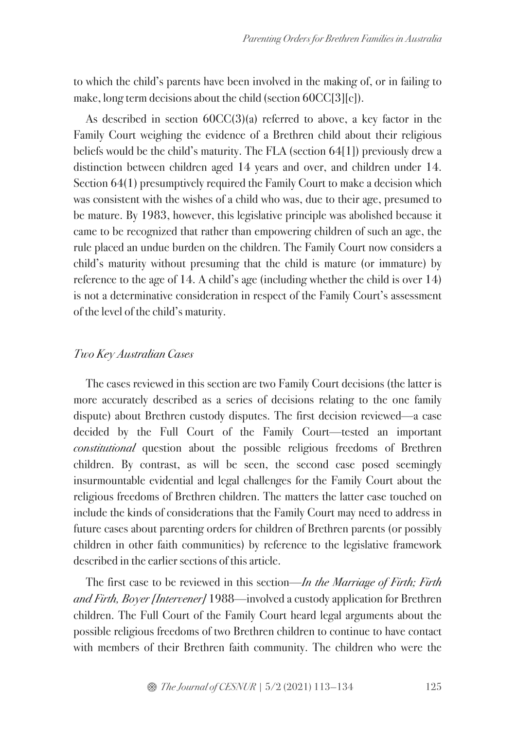to which the child's parents have been involved in the making of, or in failing to make, long term decisions about the child (section 60CC[3][c]).

As described in section 60CC(3)(a) referred to above, a key factor in the Family Court weighing the evidence of a Brethren child about their religious beliefs would be the child's maturity. The FLA (section 64[1]) previously drew a distinction between children aged 14 years and over, and children under 14. Section 64(1) presumptively required the Family Court to make a decision which was consistent with the wishes of a child who was, due to their age, presumed to be mature. By 1983, however, this legislative principle was abolished because it came to be recognized that rather than empowering children of such an age, the rule placed an undue burden on the children. The Family Court now considers a child's maturity without presuming that the child is mature (or immature) by reference to the age of 14. A child's age (including whether the child is over 14) is not a determinative consideration in respect of the Family Court's assessment of the level of the child's maturity.

### *Two Key Australian Cases*

The cases reviewed in this section are two Family Court decisions (the latter is more accurately described as a series of decisions relating to the one family dispute) about Brethren custody disputes. The first decision reviewed—a case decided by the Full Court of the Family Court—tested an important *constitutional* question about the possible religious freedoms of Brethren children. By contrast, as will be seen, the second case posed seemingly insurmountable evidential and legal challenges for the Family Court about the religious freedoms of Brethren children. The matters the latter case touched on include the kinds of considerations that the Family Court may need to address in future cases about parenting orders for children of Brethren parents (or possibly children in other faith communities) by reference to the legislative framework described in the earlier sections of this article.

The first case to be reviewed in this section—*In the Marriage of Firth; Firth and Firth, Boyer [Intervener]* 1988—involved a custody application for Brethren children. The Full Court of the Family Court heard legal arguments about the possible religious freedoms of two Brethren children to continue to have contact with members of their Brethren faith community. The children who were the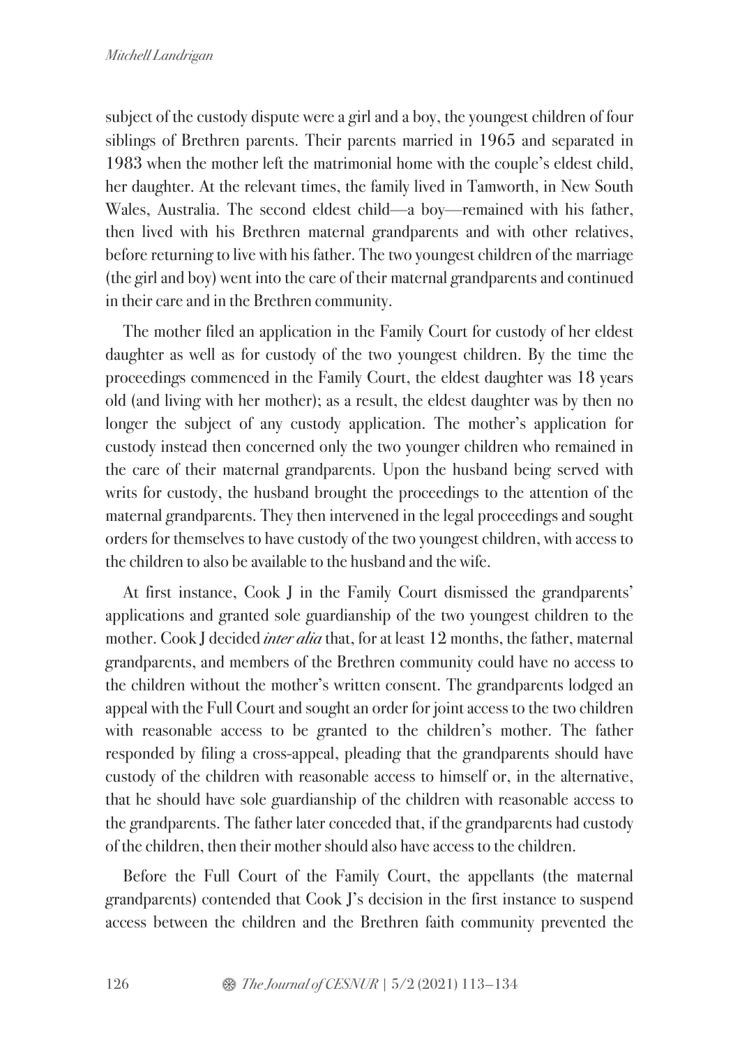subject of the custody dispute were a girl and a boy, the youngest children of four siblings of Brethren parents. Their parents married in 1965 and separated in 1983 when the mother left the matrimonial home with the couple's eldest child, her daughter. At the relevant times, the family lived in Tamworth, in New South Wales, Australia. The second eldest child—a boy—remained with his father, then lived with his Brethren maternal grandparents and with other relatives, before returning to live with his father. The two youngest children of the marriage (the girl and boy) went into the care of their maternal grandparents and continued in their care and in the Brethren community.

The mother filed an application in the Family Court for custody of her eldest daughter as well as for custody of the two youngest children. By the time the proceedings commenced in the Family Court, the eldest daughter was 18 years old (and living with her mother); as a result, the eldest daughter was by then no longer the subject of any custody application. The mother's application for custody instead then concerned only the two younger children who remained in the care of their maternal grandparents. Upon the husband being served with writs for custody, the husband brought the proceedings to the attention of the maternal grandparents. They then intervened in the legal proceedings and sought orders for themselves to have custody of the two youngest children, with access to the children to also be available to the husband and the wife.

At first instance, Cook J in the Family Court dismissed the grandparents' applications and granted sole guardianship of the two youngest children to the mother. Cook J decided *inter alia* that, for at least 12 months, the father, maternal grandparents, and members of the Brethren community could have no access to the children without the mother's written consent. The grandparents lodged an appeal with the Full Court and sought an order for joint access to the two children with reasonable access to be granted to the children's mother. The father responded by filing a cross-appeal, pleading that the grandparents should have custody of the children with reasonable access to himself or, in the alternative, that he should have sole guardianship of the children with reasonable access to the grandparents. The father later conceded that, if the grandparents had custody of the children, then their mother should also have access to the children.

Before the Full Court of the Family Court, the appellants (the maternal grandparents) contended that Cook J's decision in the first instance to suspend access between the children and the Brethren faith community prevented the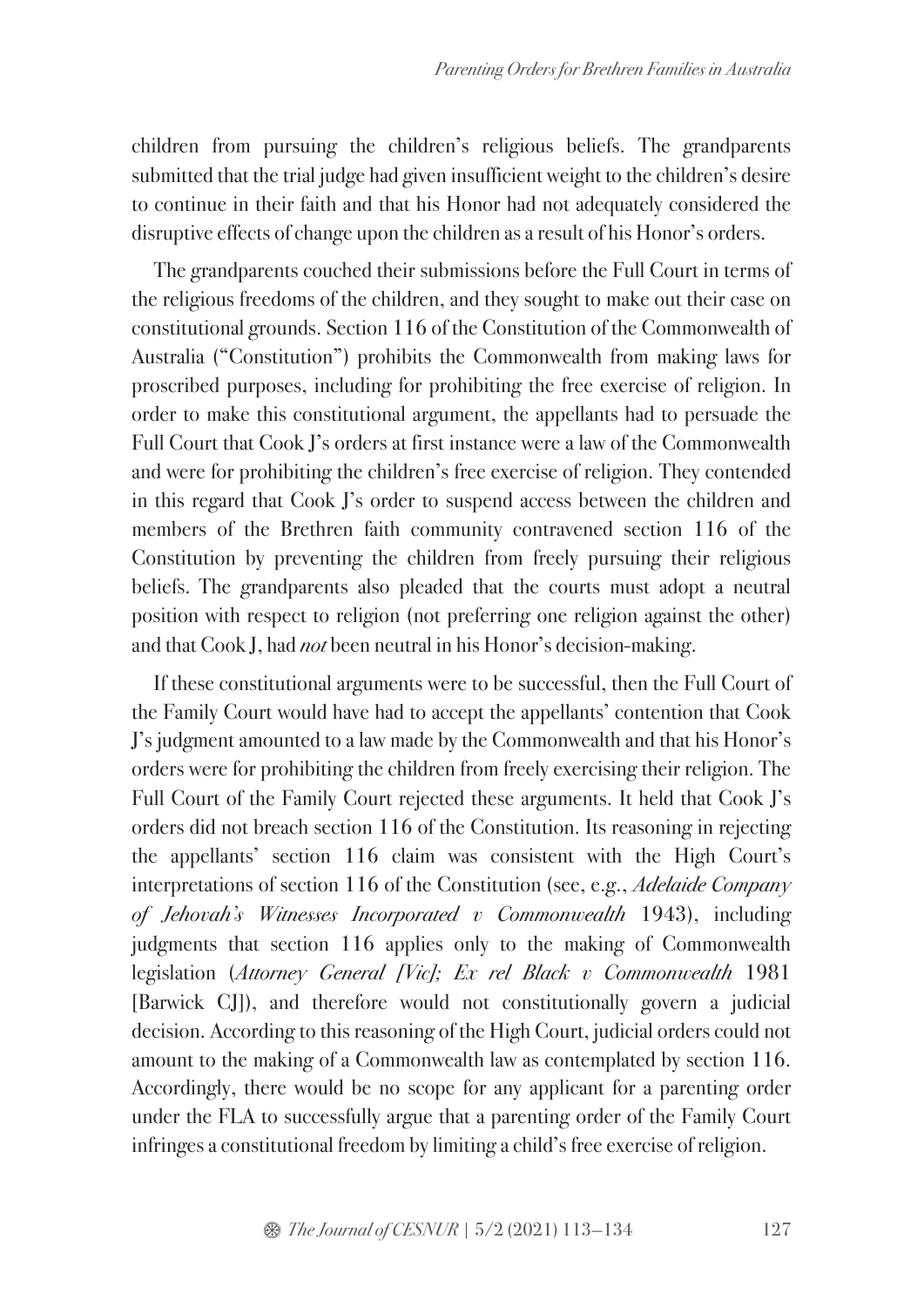children from pursuing the children's religious beliefs. The grandparents submitted that the trial judge had given insufficient weight to the children's desire to continue in their faith and that his Honor had not adequately considered the disruptive effects of change upon the children as a result of his Honor's orders.

The grandparents couched their submissions before the Full Court in terms of the religious freedoms of the children, and they sought to make out their case on constitutional grounds. Section 116 of the Constitution of the Commonwealth of Australia ("Constitution") prohibits the Commonwealth from making laws for proscribed purposes, including for prohibiting the free exercise of religion. In order to make this constitutional argument, the appellants had to persuade the Full Court that Cook J's orders at first instance were a law of the Commonwealth and were for prohibiting the children's free exercise of religion. They contended in this regard that Cook J's order to suspend access between the children and members of the Brethren faith community contravened section 116 of the Constitution by preventing the children from freely pursuing their religious beliefs. The grandparents also pleaded that the courts must adopt a neutral position with respect to religion (not preferring one religion against the other) and that Cook J, had *not* been neutral in his Honor's decision-making.

If these constitutional arguments were to be successful, then the Full Court of the Family Court would have had to accept the appellants' contention that Cook J's judgment amounted to a law made by the Commonwealth and that his Honor's orders were for prohibiting the children from freely exercising their religion. The Full Court of the Family Court rejected these arguments. It held that Cook J's orders did not breach section 116 of the Constitution. Its reasoning in rejecting the appellants' section 116 claim was consistent with the High Court's interpretations of section 116 of the Constitution (see, e.g., *Adelaide Company of Jehovah's Witnesses Incorporated v Commonwealth* 1943), including judgments that section 116 applies only to the making of Commonwealth legislation (*Attorney General [Vic]; Ex rel Black v Commonwealth* 1981 [Barwick CJ]), and therefore would not constitutionally govern a judicial decision. According to this reasoning of the High Court, judicial orders could not amount to the making of a Commonwealth law as contemplated by section 116. Accordingly, there would be no scope for any applicant for a parenting order under the FLA to successfully argue that a parenting order of the Family Court infringes a constitutional freedom by limiting a child's free exercise of religion.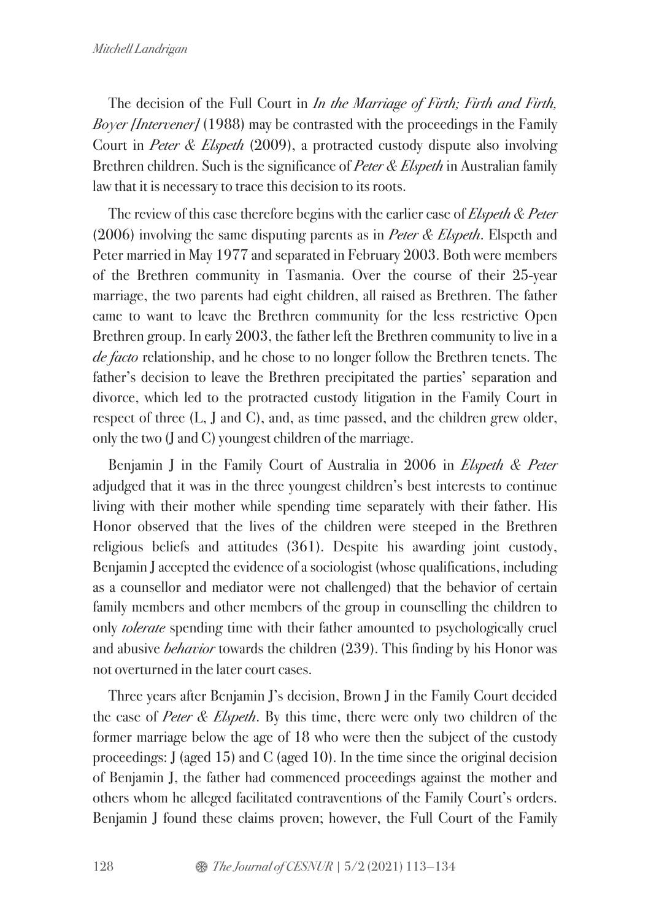The decision of the Full Court in *In the Marriage of Firth; Firth and Firth, Boyer [Intervener]* (1988) may be contrasted with the proceedings in the Family Court in *Peter & Elspeth* (2009), a protracted custody dispute also involving Brethren children. Such is the significance of *Peter & Elspeth* in Australian family law that it is necessary to trace this decision to its roots.

The review of this case therefore begins with the earlier case of *Elspeth & Peter* (2006) involving the same disputing parents as in *Peter & Elspeth*. Elspeth and Peter married in May 1977 and separated in February 2003. Both were members of the Brethren community in Tasmania. Over the course of their 25-year marriage, the two parents had eight children, all raised as Brethren. The father came to want to leave the Brethren community for the less restrictive Open Brethren group. In early 2003, the father left the Brethren community to live in a *de facto* relationship, and he chose to no longer follow the Brethren tenets. The father's decision to leave the Brethren precipitated the parties' separation and divorce, which led to the protracted custody litigation in the Family Court in respect of three (L, J and C), and, as time passed, and the children grew older, only the two (J and C) youngest children of the marriage.

Benjamin J in the Family Court of Australia in 2006 in *Elspeth & Peter* adjudged that it was in the three youngest children's best interests to continue living with their mother while spending time separately with their father. His Honor observed that the lives of the children were steeped in the Brethren religious beliefs and attitudes (361). Despite his awarding joint custody, Benjamin J accepted the evidence of a sociologist (whose qualifications, including as a counsellor and mediator were not challenged) that the behavior of certain family members and other members of the group in counselling the children to only *tolerate* spending time with their father amounted to psychologically cruel and abusive *behavior* towards the children (239). This finding by his Honor was not overturned in the later court cases.

Three years after Benjamin J's decision, Brown J in the Family Court decided the case of *Peter & Elspeth*. By this time, there were only two children of the former marriage below the age of 18 who were then the subject of the custody proceedings: J (aged 15) and C (aged 10). In the time since the original decision of Benjamin J, the father had commenced proceedings against the mother and others whom he alleged facilitated contraventions of the Family Court's orders. Benjamin J found these claims proven; however, the Full Court of the Family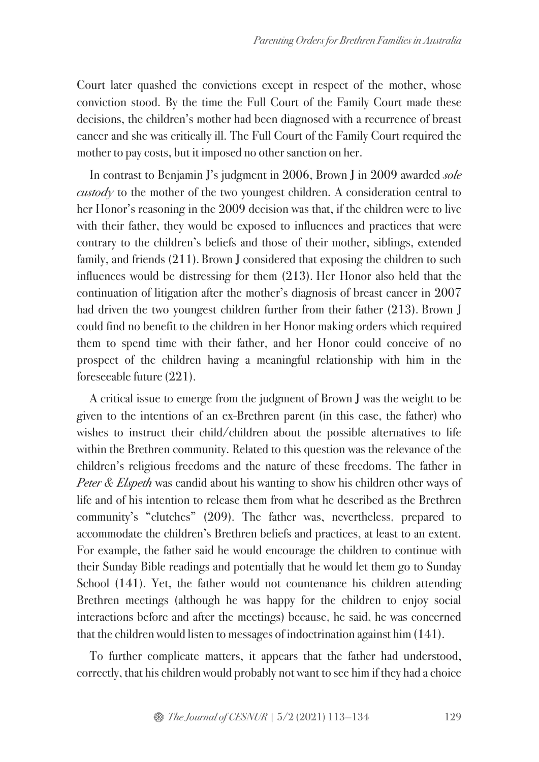Court later quashed the convictions except in respect of the mother, whose conviction stood. By the time the Full Court of the Family Court made these decisions, the children's mother had been diagnosed with a recurrence of breast cancer and she was critically ill. The Full Court of the Family Court required the mother to pay costs, but it imposed no other sanction on her.

In contrast to Benjamin J's judgment in 2006, Brown J in 2009 awarded *sole custody* to the mother of the two youngest children. A consideration central to her Honor's reasoning in the 2009 decision was that, if the children were to live with their father, they would be exposed to influences and practices that were contrary to the children's beliefs and those of their mother, siblings, extended family, and friends (211). Brown J considered that exposing the children to such influences would be distressing for them (213). Her Honor also held that the continuation of litigation after the mother's diagnosis of breast cancer in 2007 had driven the two youngest children further from their father (213). Brown J could find no benefit to the children in her Honor making orders which required them to spend time with their father, and her Honor could conceive of no prospect of the children having a meaningful relationship with him in the foreseeable future (221).

A critical issue to emerge from the judgment of Brown J was the weight to be given to the intentions of an ex-Brethren parent (in this case, the father) who wishes to instruct their child/children about the possible alternatives to life within the Brethren community. Related to this question was the relevance of the children's religious freedoms and the nature of these freedoms. The father in *Peter & Elspeth* was candid about his wanting to show his children other ways of life and of his intention to release them from what he described as the Brethren community's "clutches" (209). The father was, nevertheless, prepared to accommodate the children's Brethren beliefs and practices, at least to an extent. For example, the father said he would encourage the children to continue with their Sunday Bible readings and potentially that he would let them go to Sunday School (141). Yet, the father would not countenance his children attending Brethren meetings (although he was happy for the children to enjoy social interactions before and after the meetings) because, he said, he was concerned that the children would listen to messages of indoctrination against him (141).

To further complicate matters, it appears that the father had understood, correctly, that his children would probably not want to see him if they had a choice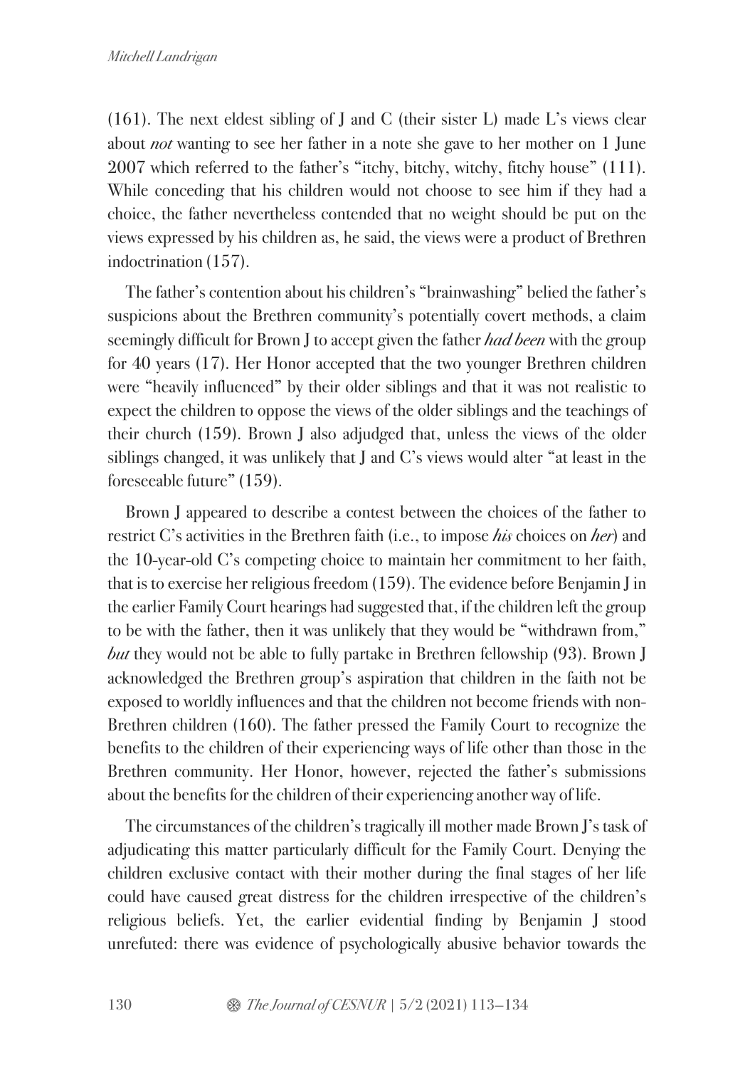(161). The next eldest sibling of J and C (their sister L) made L's views clear about *not* wanting to see her father in a note she gave to her mother on 1 June 2007 which referred to the father's "itchy, bitchy, witchy, fitchy house" (111). While conceding that his children would not choose to see him if they had a choice, the father nevertheless contended that no weight should be put on the views expressed by his children as, he said, the views were a product of Brethren indoctrination (157).

The father's contention about his children's "brainwashing" belied the father's suspicions about the Brethren community's potentially covert methods, a claim seemingly difficult for Brown J to accept given the father *had been* with the group for 40 years (17). Her Honor accepted that the two younger Brethren children were "heavily influenced" by their older siblings and that it was not realistic to expect the children to oppose the views of the older siblings and the teachings of their church (159). Brown J also adjudged that, unless the views of the older siblings changed, it was unlikely that J and C's views would alter "at least in the foreseeable future" (159).

Brown J appeared to describe a contest between the choices of the father to restrict C's activities in the Brethren faith (i.e., to impose *his* choices on *her*) and the 10-year-old C's competing choice to maintain her commitment to her faith, that is to exercise her religious freedom (159). The evidence before Benjamin J in the earlier Family Court hearings had suggested that, if the children left the group to be with the father, then it was unlikely that they would be "withdrawn from," *but* they would not be able to fully partake in Brethren fellowship (93). Brown J acknowledged the Brethren group's aspiration that children in the faith not be exposed to worldly influences and that the children not become friends with non-Brethren children (160). The father pressed the Family Court to recognize the benefits to the children of their experiencing ways of life other than those in the Brethren community. Her Honor, however, rejected the father's submissions about the benefits for the children of their experiencing another way of life.

The circumstances of the children's tragically ill mother made Brown J's task of adjudicating this matter particularly difficult for the Family Court. Denying the children exclusive contact with their mother during the final stages of her life could have caused great distress for the children irrespective of the children's religious beliefs. Yet, the earlier evidential finding by Benjamin J stood unrefuted: there was evidence of psychologically abusive behavior towards the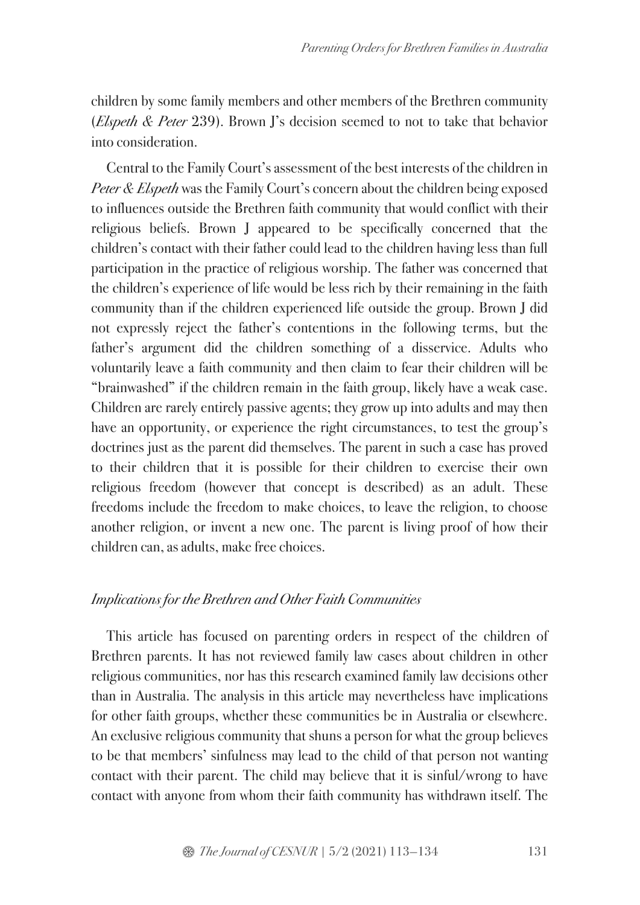children by some family members and other members of the Brethren community (*Elspeth & Peter* 239). Brown J's decision seemed to not to take that behavior into consideration.

Central to the Family Court's assessment of the best interests of the children in *Peter & Elspeth* was the Family Court's concern about the children being exposed to influences outside the Brethren faith community that would conflict with their religious beliefs. Brown J appeared to be specifically concerned that the children's contact with their father could lead to the children having less than full participation in the practice of religious worship. The father was concerned that the children's experience of life would be less rich by their remaining in the faith community than if the children experienced life outside the group. Brown J did not expressly reject the father's contentions in the following terms, but the father's argument did the children something of a disservice. Adults who voluntarily leave a faith community and then claim to fear their children will be "brainwashed" if the children remain in the faith group, likely have a weak case. Children are rarely entirely passive agents; they grow up into adults and may then have an opportunity, or experience the right circumstances, to test the group's doctrines just as the parent did themselves. The parent in such a case has proved to their children that it is possible for their children to exercise their own religious freedom (however that concept is described) as an adult. These freedoms include the freedom to make choices, to leave the religion, to choose another religion, or invent a new one. The parent is living proof of how their children can, as adults, make free choices.

### *Implications for the Brethren and Other Faith Communities*

This article has focused on parenting orders in respect of the children of Brethren parents. It has not reviewed family law cases about children in other religious communities, nor has this research examined family law decisions other than in Australia. The analysis in this article may nevertheless have implications for other faith groups, whether these communities be in Australia or elsewhere. An exclusive religious community that shuns a person for what the group believes to be that members' sinfulness may lead to the child of that person not wanting contact with their parent. The child may believe that it is sinful/wrong to have contact with anyone from whom their faith community has withdrawn itself. The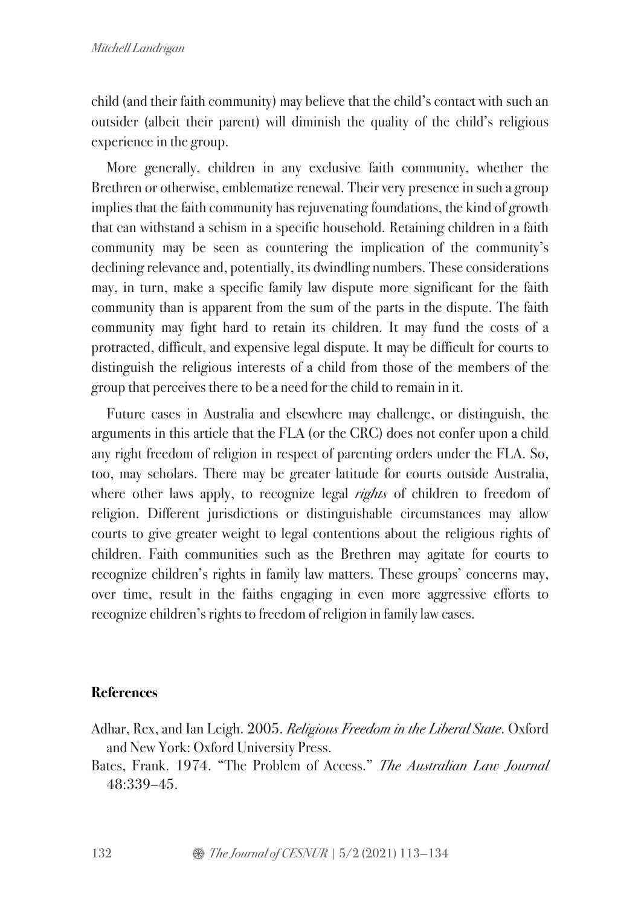child (and their faith community) may believe that the child's contact with such an outsider (albeit their parent) will diminish the quality of the child's religious experience in the group.

More generally, children in any exclusive faith community, whether the Brethren or otherwise, emblematize renewal. Their very presence in such a group implies that the faith community has rejuvenating foundations, the kind of growth that can withstand a schism in a specific household. Retaining children in a faith community may be seen as countering the implication of the community's declining relevance and, potentially, its dwindling numbers. These considerations may, in turn, make a specific family law dispute more significant for the faith community than is apparent from the sum of the parts in the dispute. The faith community may fight hard to retain its children. It may fund the costs of a protracted, difficult, and expensive legal dispute. It may be difficult for courts to distinguish the religious interests of a child from those of the members of the group that perceives there to be a need for the child to remain in it.

Future cases in Australia and elsewhere may challenge, or distinguish, the arguments in this article that the FLA (or the CRC) does not confer upon a child any right freedom of religion in respect of parenting orders under the FLA. So, too, may scholars. There may be greater latitude for courts outside Australia, where other laws apply, to recognize legal *rights* of children to freedom of religion. Different jurisdictions or distinguishable circumstances may allow courts to give greater weight to legal contentions about the religious rights of children. Faith communities such as the Brethren may agitate for courts to recognize children's rights in family law matters. These groups' concerns may, over time, result in the faiths engaging in even more aggressive efforts to recognize children's rights to freedom of religion in family law cases.

## References

Adhar, Rex, and Ian Leigh. 2005. *Religious Freedom in the Liberal State*. Oxford and New York: Oxford University Press.

Bates, Frank. 1974. "The Problem of Access." *The Australian Law Journal* 48:339–45.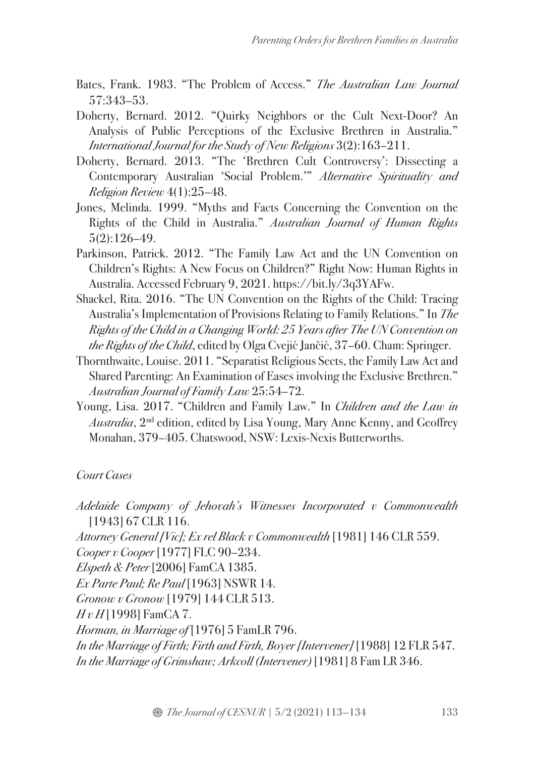Bates, Frank. 1983. "The Problem of Access." *The Australian Law Journal* 57:343–53.

Doherty, Bernard. 2012. "Quirky Neighbors or the Cult Next-Door? An Analysis of Public Perceptions of the Exclusive Brethren in Australia." *International Journal for the Study of New Religions* 3(2):163–211.

Doherty, Bernard. 2013. "The 'Brethren Cult Controversy': Dissecting a Contemporary Australian 'Social Problem.'" *Alternative Spirituality and Religion Review* 4(1):25–48.

Jones, Melinda. 1999. "Myths and Facts Concerning the Convention on the Rights of the Child in Australia." *Australian Journal of Human Rights* 5(2):126–49.

Parkinson, Patrick. 2012. "The Family Law Act and the UN Convention on Children's Rights: A New Focus on Children?" Right Now: Human Rights in Australia. Accessed February 9, 2021. https://bit.ly/3q3YAFw.

Shackel, Rita. 2016. "The UN Convention on the Rights of the Child: Tracing Australia's Implementation of Provisions Relating to Family Relations." In *The Rights of the Child in a Changing World: 25 Years after The UN Convention on the Rights of the Child*, edited by Olga Cvejić Jančić, 37–60. Cham: Springer.

Thornthwaite, Louise. 2011. "Separatist Religious Sects, the Family Law Act and Shared Parenting: An Examination of Eases involving the Exclusive Brethren." *Australian Journal of Family Law* 25:54–72.

Young, Lisa. 2017. "Children and Family Law." In *Children and the Law in Australia*, 2nd edition, edited by Lisa Young, Mary Anne Kenny, and Geoffrey Monahan, 379–405. Chatswood, NSW: Lexis-Nexis Butterworths.

*Court Cases*

*Adelaide Company of Jehovah's Witnesses Incorporated v Commonwealth* [1943] 67 CLR 116.

*Attorney General [Vic]; Ex rel Black v Commonwealth* [1981] 146 CLR 559.

*Cooper v Cooper* [1977] FLC 90–234.

*Elspeth & Peter* [2006] FamCA 1385.

*Ex Parte Paul; Re Paul* [1963] NSWR 14.

*Gronow v Gronow* [1979] 144 CLR 513.

*H v H* [1998] FamCA 7.

*Horman, in Marriage of* [1976] 5 FamLR 796.

*In the Marriage of Firth; Firth and Firth, Boyer [Intervener]* [1988] 12 FLR 547.

*In the Marriage of Grimshaw; Arkcoll (Intervener)* [1981] 8 Fam LR 346.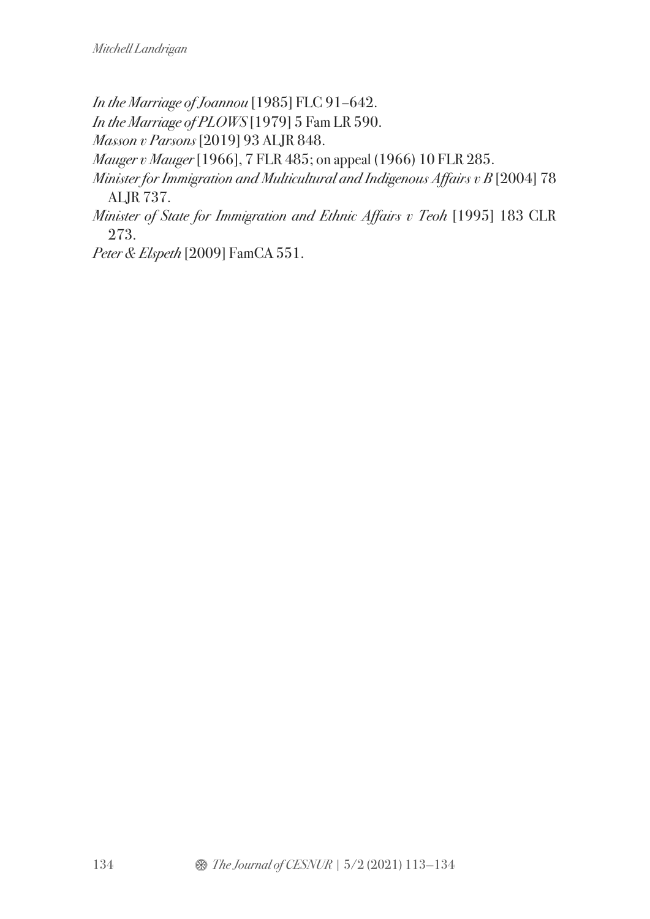*In the Marriage of Joannou* [1985] FLC 91–642.

*In the Marriage of PLOWS* [1979] 5 Fam LR 590.

*Masson v Parsons* [2019] 93 ALJR 848.

*Mauger v Mauger* [1966], 7 FLR 485; on appeal (1966) 10 FLR 285.

*Minister for Immigration and Multicultural and Indigenous Affairs v B* [2004] 78 ALJR 737.

*Minister of State for Immigration and Ethnic Affairs v Teoh* [1995] 183 CLR 273.

*Peter & Elspeth* [2009] FamCA 551.